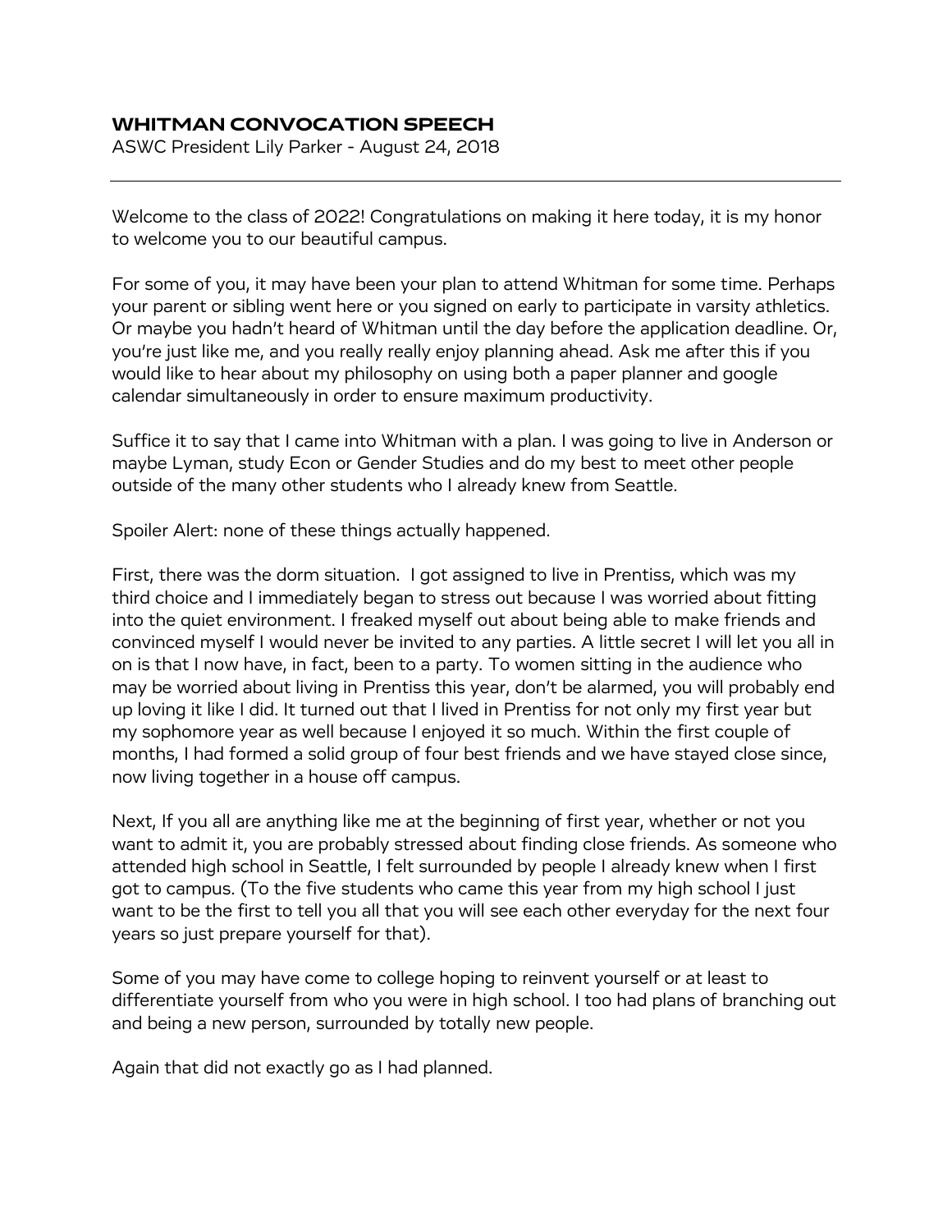# WHITMAN CONVOCATION SPEECH

ASWC President Lily Parker - August 24, 2018

---

Welcome to the class of 2022! Congratulations on making it here today, it is my honor to welcome you to our beautiful campus.

For some of you, it may have been your plan to attend Whitman for some time. Perhaps your parent or sibling went here or you signed on early to participate in varsity athletics. Or maybe you hadn't heard of Whitman until the day before the application deadline. Or, you're just like me, and you really really enjoy planning ahead. Ask me after this if you would like to hear about my philosophy on using both a paper planner and google calendar simultaneously in order to ensure maximum productivity.

Suffice it to say that I came into Whitman with a plan. I was going to live in Anderson or maybe Lyman, study Econ or Gender Studies and do my best to meet other people outside of the many other students who I already knew from Seattle.

Spoiler Alert: none of these things actually happened.

First, there was the dorm situation. I got assigned to live in Prentiss, which was my third choice and I immediately began to stress out because I was worried about fitting into the quiet environment. I freaked myself out about being able to make friends and convinced myself I would never be invited to any parties. A little secret I will let you all in on is that I now have, in fact, been to a party. To women sitting in the audience who may be worried about living in Prentiss this year, don't be alarmed, you will probably end up loving it like I did. It turned out that I lived in Prentiss for not only my first year but my sophomore year as well because I enjoyed it so much. Within the first couple of months, I had formed a solid group of four best friends and we have stayed close since, now living together in a house off campus.

Next, If you all are anything like me at the beginning of first year, whether or not you want to admit it, you are probably stressed about finding close friends. As someone who attended high school in Seattle, I felt surrounded by people I already knew when I first got to campus. (To the five students who came this year from my high school I just want to be the first to tell you all that you will see each other everyday for the next four years so just prepare yourself for that).

Some of you may have come to college hoping to reinvent yourself or at least to differentiate yourself from who you were in high school. I too had plans of branching out and being a new person, surrounded by totally new people.

Again that did not exactly go as I had planned.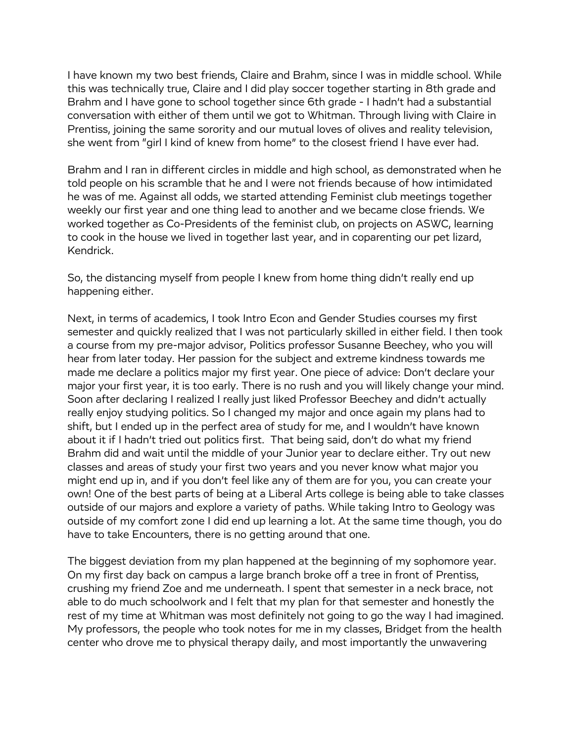I have known my two best friends, Claire and Brahm, since I was in middle school. While this was technically true, Claire and I did play soccer together starting in 8th grade and Brahm and I have gone to school together since 6th grade - I hadn't had a substantial conversation with either of them until we got to Whitman. Through living with Claire in Prentiss, joining the same sorority and our mutual loves of olives and reality television, she went from "girl I kind of knew from home" to the closest friend I have ever had.

Brahm and I ran in different circles in middle and high school, as demonstrated when he told people on his scramble that he and I were not friends because of how intimidated he was of me. Against all odds, we started attending Feminist club meetings together weekly our first year and one thing lead to another and we became close friends. We worked together as Co-Presidents of the feminist club, on projects on ASWC, learning to cook in the house we lived in together last year, and in coparenting our pet lizard, Kendrick.

So, the distancing myself from people I knew from home thing didn't really end up happening either.

Next, in terms of academics, I took Intro Econ and Gender Studies courses my first semester and quickly realized that I was not particularly skilled in either field. I then took a course from my pre-major advisor, Politics professor Susanne Beechey, who you will hear from later today. Her passion for the subject and extreme kindness towards me made me declare a politics major my first year. One piece of advice: Don't declare your major your first year, it is too early. There is no rush and you will likely change your mind. Soon after declaring I realized I really just liked Professor Beechey and didn't actually really enjoy studying politics. So I changed my major and once again my plans had to shift, but I ended up in the perfect area of study for me, and I wouldn't have known about it if I hadn't tried out politics first. That being said, don't do what my friend Brahm did and wait until the middle of your Junior year to declare either. Try out new classes and areas of study your first two years and you never know what major you might end up in, and if you don't feel like any of them are for you, you can create your own! One of the best parts of being at a Liberal Arts college is being able to take classes outside of our majors and explore a variety of paths. While taking Intro to Geology was outside of my comfort zone I did end up learning a lot. At the same time though, you do have to take Encounters, there is no getting around that one.

The biggest deviation from my plan happened at the beginning of my sophomore year. On my first day back on campus a large branch broke off a tree in front of Prentiss, crushing my friend Zoe and me underneath. I spent that semester in a neck brace, not able to do much schoolwork and I felt that my plan for that semester and honestly the rest of my time at Whitman was most definitely not going to go the way I had imagined. My professors, the people who took notes for me in my classes, Bridget from the health center who drove me to physical therapy daily, and most importantly the unwavering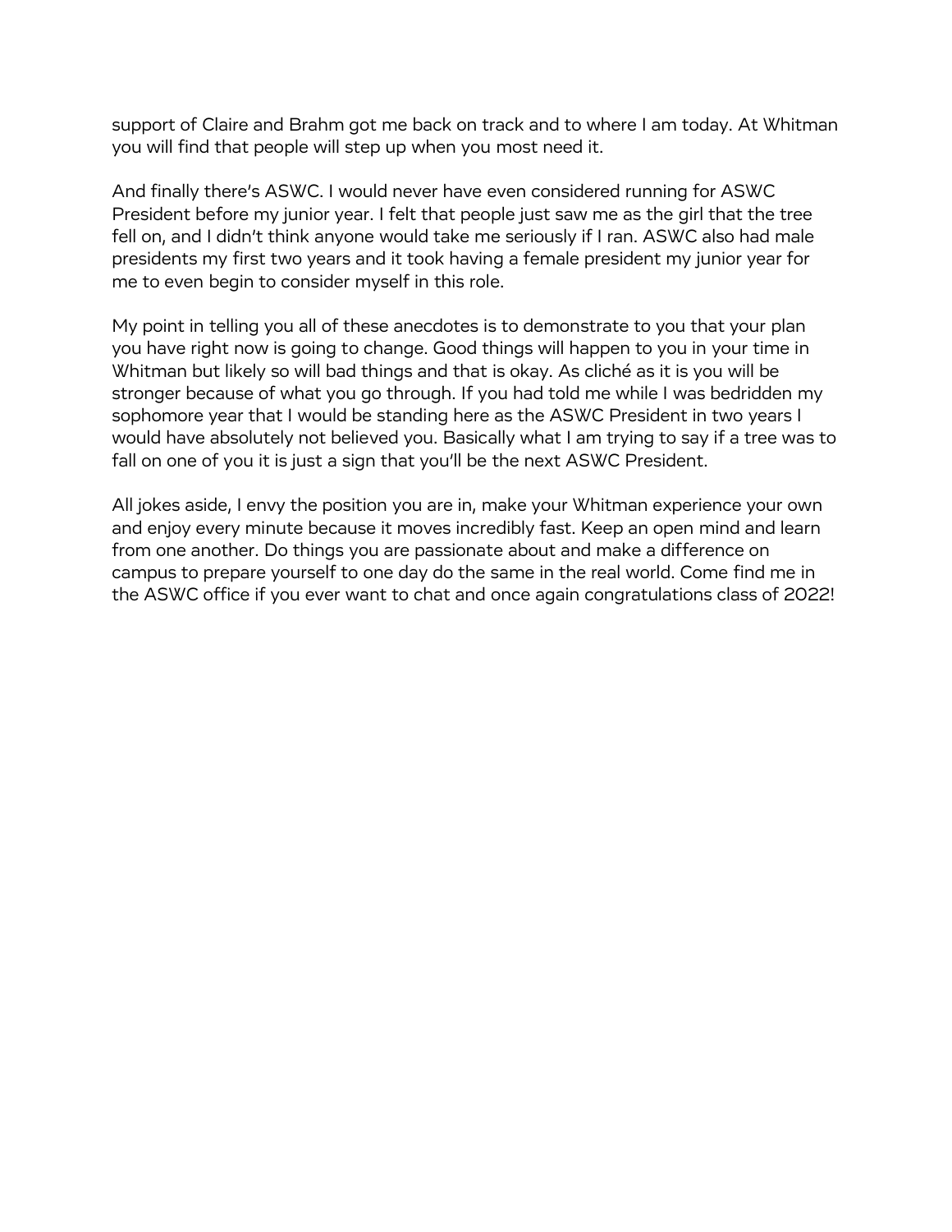support of Claire and Brahm got me back on track and to where I am today. At Whitman you will find that people will step up when you most need it.

And finally there's ASWC. I would never have even considered running for ASWC President before my junior year. I felt that people just saw me as the girl that the tree fell on, and I didn't think anyone would take me seriously if I ran. ASWC also had male presidents my first two years and it took having a female president my junior year for me to even begin to consider myself in this role.

My point in telling you all of these anecdotes is to demonstrate to you that your plan you have right now is going to change. Good things will happen to you in your time in Whitman but likely so will bad things and that is okay. As cliché as it is you will be stronger because of what you go through. If you had told me while I was bedridden my sophomore year that I would be standing here as the ASWC President in two years I would have absolutely not believed you. Basically what I am trying to say if a tree was to fall on one of you it is just a sign that you'll be the next ASWC President.

All jokes aside, I envy the position you are in, make your Whitman experience your own and enjoy every minute because it moves incredibly fast. Keep an open mind and learn from one another. Do things you are passionate about and make a difference on campus to prepare yourself to one day do the same in the real world. Come find me in the ASWC office if you ever want to chat and once again congratulations class of 2022!